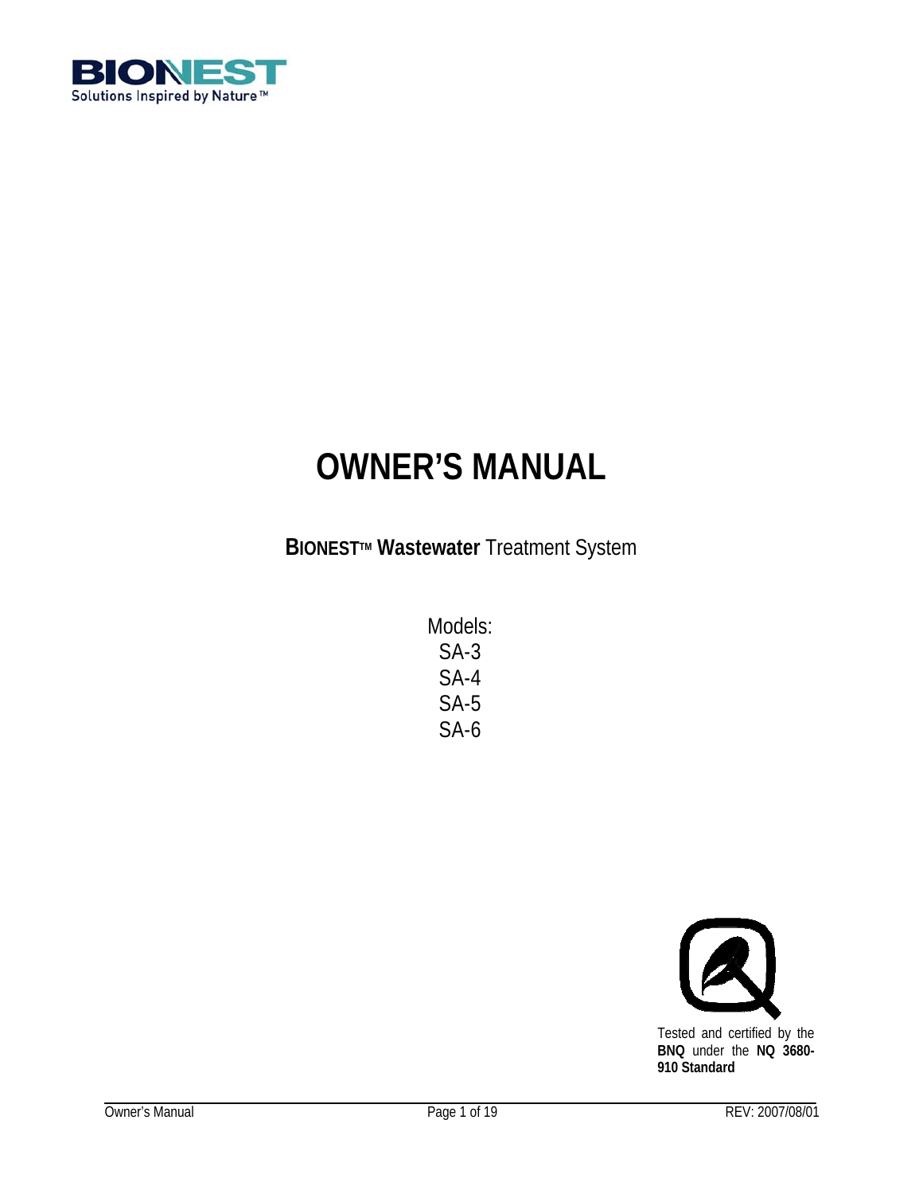**BIONEST**
Solutions Inspired by Nature™

# OWNER'S MANUAL

**BIONEST™ Wastewater** Treatment System

Models:
SA-3
SA-4
SA-5
SA-6

Tested and certified by the **BNQ** under the **NQ 3680-910 Standard**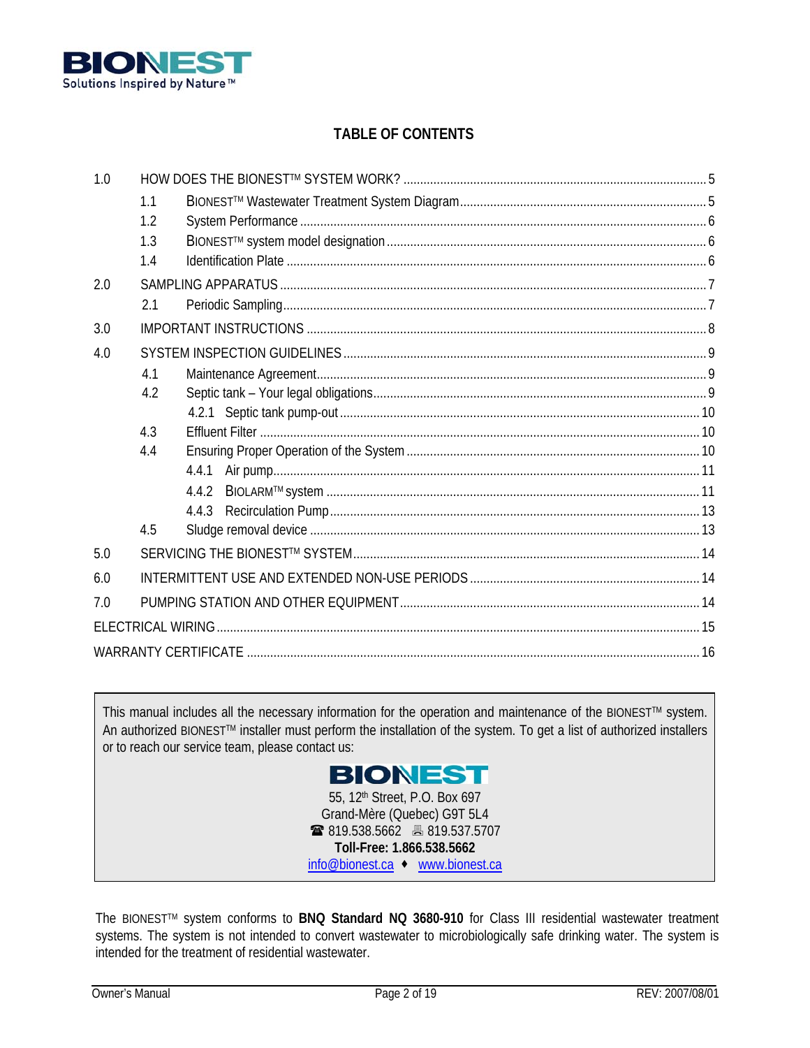BIONEST
Solutions Inspired by Nature™

## TABLE OF CONTENTS

- 1.0 HOW DOES THE BIONEST™ SYSTEM WORK? ..... 5
  - 1.1 BIONEST™ Wastewater Treatment System Diagram ..... 5
  - 1.2 System Performance ..... 6
  - 1.3 BIONEST™ system model designation ..... 6
  - 1.4 Identification Plate ..... 6
- 2.0 SAMPLING APPARATUS ..... 7
  - 2.1 Periodic Sampling ..... 7
- 3.0 IMPORTANT INSTRUCTIONS ..... 8
- 4.0 SYSTEM INSPECTION GUIDELINES ..... 9
  - 4.1 Maintenance Agreement ..... 9
  - 4.2 Septic tank – Your legal obligations ..... 9
    - 4.2.1 Septic tank pump-out ..... 10
  - 4.3 Effluent Filter ..... 10
  - 4.4 Ensuring Proper Operation of the System ..... 10
    - 4.4.1 Air pump ..... 11
    - 4.4.2 BIOLARM™ system ..... 11
    - 4.4.3 Recirculation Pump ..... 13
  - 4.5 Sludge removal device ..... 13
- 5.0 SERVICING THE BIONEST™ SYSTEM ..... 14
- 6.0 INTERMITTENT USE AND EXTENDED NON-USE PERIODS ..... 14
- 7.0 PUMPING STATION AND OTHER EQUIPMENT ..... 14
- ELECTRICAL WIRING ..... 15
- WARRANTY CERTIFICATE ..... 16

---

This manual includes all the necessary information for the operation and maintenance of the BIONEST™ system. An authorized BIONEST™ installer must perform the installation of the system. To get a list of authorized installers or to reach our service team, please contact us:

BIONEST
55, 12th Street, P.O. Box 697
Grand-Mère (Quebec) G9T 5L4
☎ 819.538.5662 🖷 819.537.5707
**Toll-Free: 1.866.538.5662**
info@bionest.ca ♦ www.bionest.ca

---

The BIONEST™ system conforms to **BNQ Standard NQ 3680-910** for Class III residential wastewater treatment systems. The system is not intended to convert wastewater to microbiologically safe drinking water. The system is intended for the treatment of residential wastewater.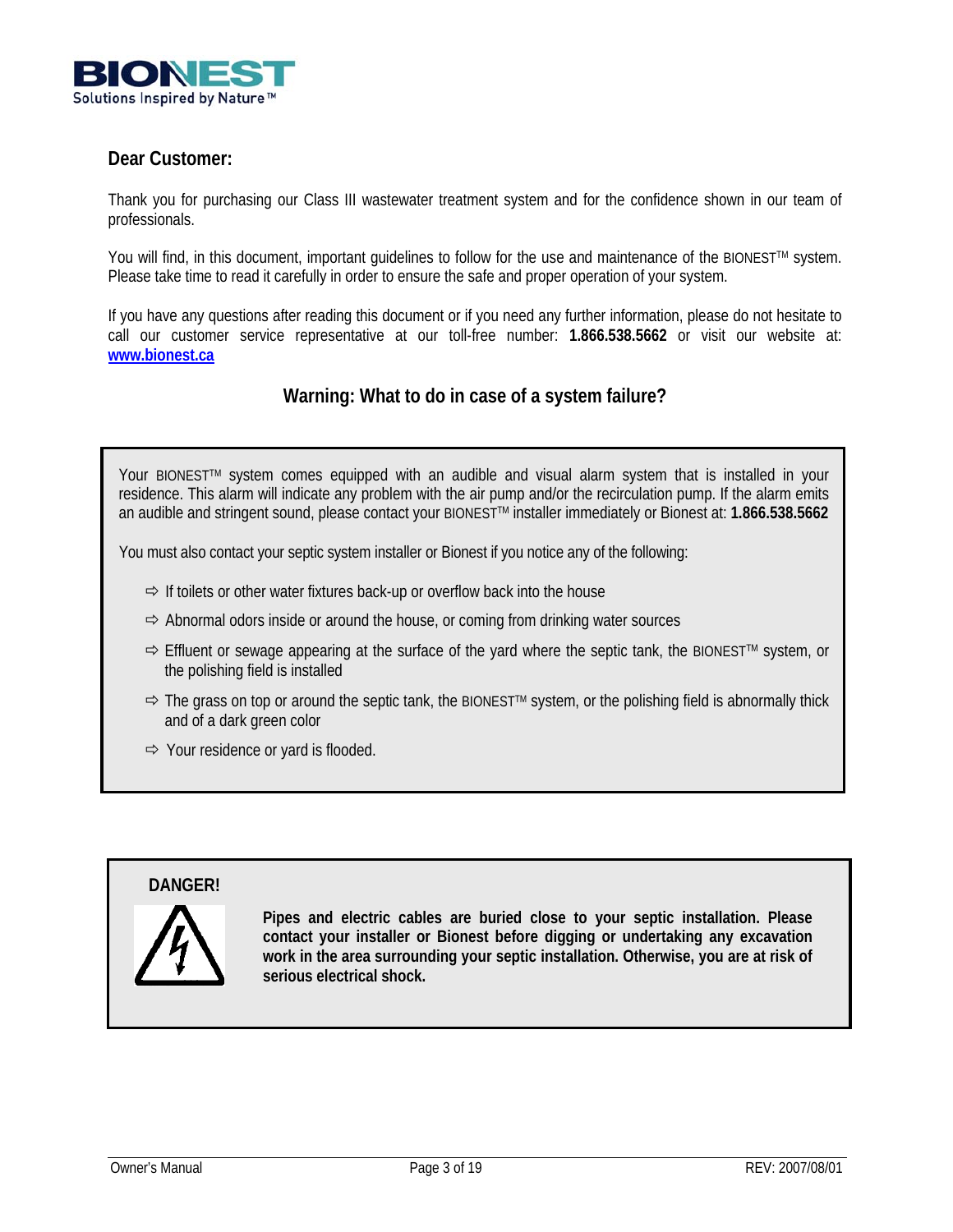## Dear Customer:

Thank you for purchasing our Class III wastewater treatment system and for the confidence shown in our team of professionals.

You will find, in this document, important guidelines to follow for the use and maintenance of the BIONEST™ system. Please take time to read it carefully in order to ensure the safe and proper operation of your system.

If you have any questions after reading this document or if you need any further information, please do not hesitate to call our customer service representative at our toll-free number: **1.866.538.5662** or visit our website at: **www.bionest.ca**

### Warning: What to do in case of a system failure?

Your BIONEST™ system comes equipped with an audible and visual alarm system that is installed in your residence. This alarm will indicate any problem with the air pump and/or the recirculation pump. If the alarm emits an audible and stringent sound, please contact your BIONEST™ installer immediately or Bionest at: **1.866.538.5662**

You must also contact your septic system installer or Bionest if you notice any of the following:

- ⇨ If toilets or other water fixtures back-up or overflow back into the house
- ⇨ Abnormal odors inside or around the house, or coming from drinking water sources
- ⇨ Effluent or sewage appearing at the surface of the yard where the septic tank, the BIONEST™ system, or the polishing field is installed
- ⇨ The grass on top or around the septic tank, the BIONEST™ system, or the polishing field is abnormally thick and of a dark green color
- ⇨ Your residence or yard is flooded.

**DANGER!**

**Pipes and electric cables are buried close to your septic installation. Please contact your installer or Bionest before digging or undertaking any excavation work in the area surrounding your septic installation. Otherwise, you are at risk of serious electrical shock.**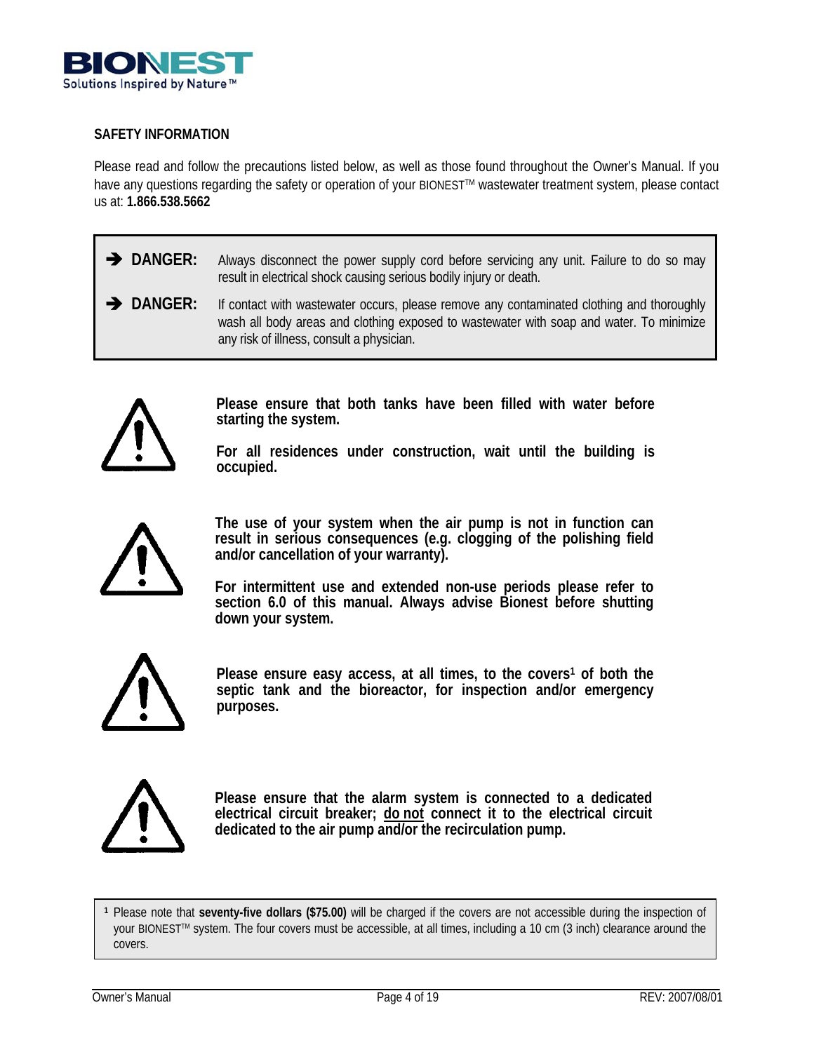## SAFETY INFORMATION

Please read and follow the precautions listed below, as well as those found throughout the Owner's Manual. If you have any questions regarding the safety or operation of your BIONEST™ wastewater treatment system, please contact us at: **1.866.538.5662**

➔ **DANGER:** Always disconnect the power supply cord before servicing any unit. Failure to do so may result in electrical shock causing serious bodily injury or death.

➔ **DANGER:** If contact with wastewater occurs, please remove any contaminated clothing and thoroughly wash all body areas and clothing exposed to wastewater with soap and water. To minimize any risk of illness, consult a physician.

**Please ensure that both tanks have been filled with water before starting the system.**

**For all residences under construction, wait until the building is occupied.**

**The use of your system when the air pump is not in function can result in serious consequences (e.g. clogging of the polishing field and/or cancellation of your warranty).**

**For intermittent use and extended non-use periods please refer to section 6.0 of this manual. Always advise Bionest before shutting down your system.**

**Please ensure easy access, at all times, to the covers[1] of both the septic tank and the bioreactor, for inspection and/or emergency purposes.**

**Please ensure that the alarm system is connected to a dedicated electrical circuit breaker; <u>do not</u> connect it to the electrical circuit dedicated to the air pump and/or the recirculation pump.**

[1] Please note that **seventy-five dollars ($75.00)** will be charged if the covers are not accessible during the inspection of your BIONEST™ system. The four covers must be accessible, at all times, including a 10 cm (3 inch) clearance around the covers.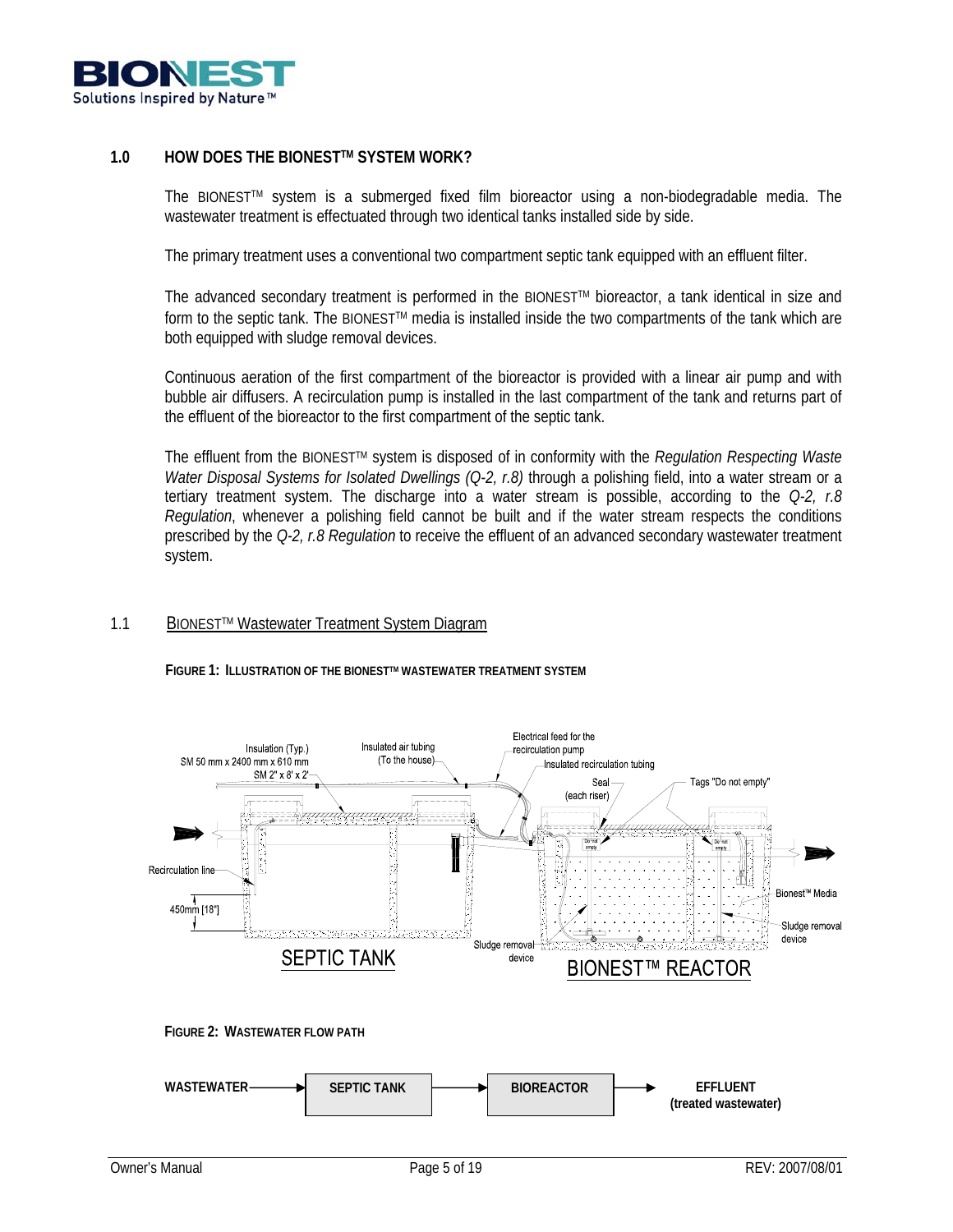## 1.0 HOW DOES THE BIONEST™ SYSTEM WORK?

The BIONEST™ system is a submerged fixed film bioreactor using a non-biodegradable media. The wastewater treatment is effectuated through two identical tanks installed side by side.

The primary treatment uses a conventional two compartment septic tank equipped with an effluent filter.

The advanced secondary treatment is performed in the BIONEST™ bioreactor, a tank identical in size and form to the septic tank. The BIONEST™ media is installed inside the two compartments of the tank which are both equipped with sludge removal devices.

Continuous aeration of the first compartment of the bioreactor is provided with a linear air pump and with bubble air diffusers. A recirculation pump is installed in the last compartment of the tank and returns part of the effluent of the bioreactor to the first compartment of the septic tank.

The effluent from the BIONEST™ system is disposed of in conformity with the *Regulation Respecting Waste Water Disposal Systems for Isolated Dwellings (Q-2, r.8)* through a polishing field, into a water stream or a tertiary treatment system. The discharge into a water stream is possible, according to the *Q-2, r.8 Regulation*, whenever a polishing field cannot be built and if the water stream respects the conditions prescribed by the *Q-2, r.8 Regulation* to receive the effluent of an advanced secondary wastewater treatment system.

### 1.1 BIONEST™ Wastewater Treatment System Diagram

**FIGURE 1: ILLUSTRATION OF THE BIONEST™ WASTEWATER TREATMENT SYSTEM**

Insulation (Typ.) SM 50 mm x 2400 mm x 610 mm SM 2" x 8' x 2'
Insulated air tubing (To the house)
Electrical feed for the recirculation pump
Insulated recirculation tubing
Seal (each riser)
Tags "Do not empty"
Recirculation line
450mm [18"]
Bionest™ Media
Sludge removal device
Sludge removal device
SEPTIC TANK
BIONEST™ REACTOR

**FIGURE 2: WASTEWATER FLOW PATH**

WASTEWATER → SEPTIC TANK → BIOREACTOR → EFFLUENT (treated wastewater)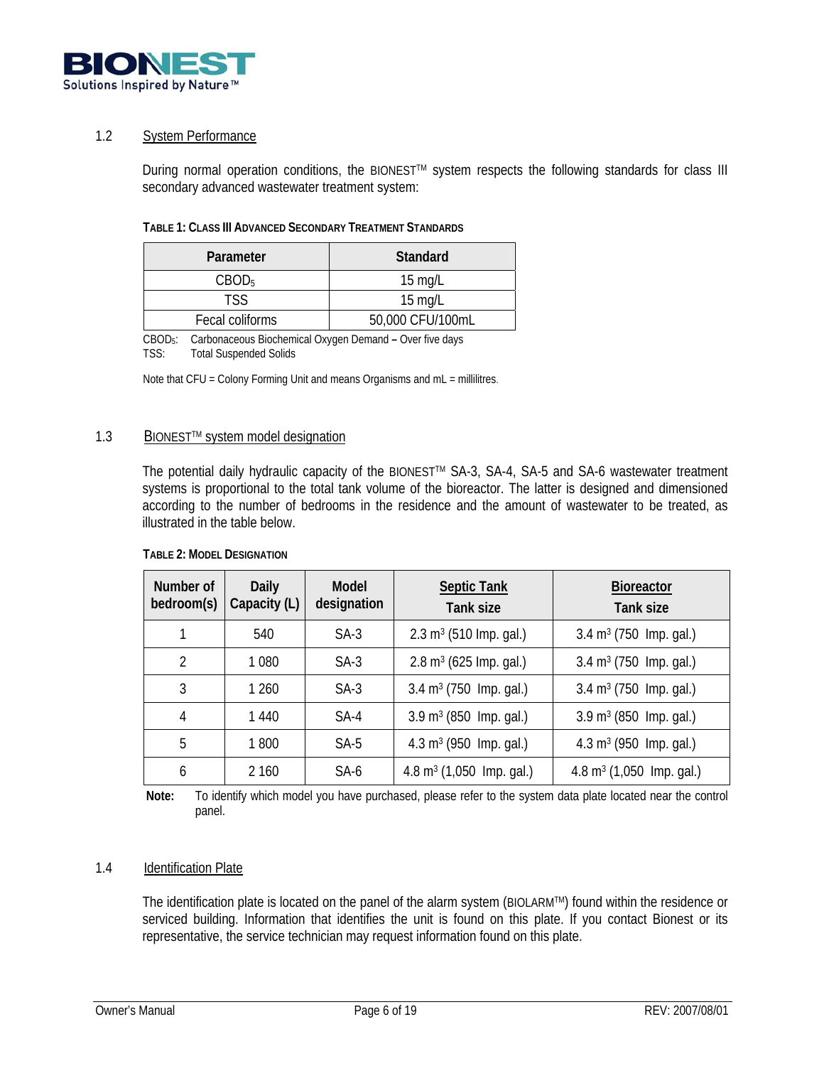## 1.2 System Performance

During normal operation conditions, the BIONEST™ system respects the following standards for class III secondary advanced wastewater treatment system:

**TABLE 1: CLASS III ADVANCED SECONDARY TREATMENT STANDARDS**

| Parameter | Standard |
|---|---|
| $CBOD_5$ | 15 mg/L |
| TSS | 15 mg/L |
| Fecal coliforms | 50,000 CFU/100mL |

$CBOD_5$: Carbonaceous Biochemical Oxygen Demand – Over five days
TSS: Total Suspended Solids

Note that CFU = Colony Forming Unit and means Organisms and mL = millilitres.

## 1.3 BIONEST™ system model designation

The potential daily hydraulic capacity of the BIONEST™ SA-3, SA-4, SA-5 and SA-6 wastewater treatment systems is proportional to the total tank volume of the bioreactor. The latter is designed and dimensioned according to the number of bedrooms in the residence and the amount of wastewater to be treated, as illustrated in the table below.

**TABLE 2: MODEL DESIGNATION**

| Number of bedroom(s) | Daily Capacity (L) | Model designation | Septic Tank Tank size | Bioreactor Tank size |
|---|---|---|---|---|
| 1 | 540 | SA-3 | 2.3 $m^3$ (510 Imp. gal.) | 3.4 $m^3$ (750 Imp. gal.) |
| 2 | 1 080 | SA-3 | 2.8 $m^3$ (625 Imp. gal.) | 3.4 $m^3$ (750 Imp. gal.) |
| 3 | 1 260 | SA-3 | 3.4 $m^3$ (750 Imp. gal.) | 3.4 $m^3$ (750 Imp. gal.) |
| 4 | 1 440 | SA-4 | 3.9 $m^3$ (850 Imp. gal.) | 3.9 $m^3$ (850 Imp. gal.) |
| 5 | 1 800 | SA-5 | 4.3 $m^3$ (950 Imp. gal.) | 4.3 $m^3$ (950 Imp. gal.) |
| 6 | 2 160 | SA-6 | 4.8 $m^3$ (1,050 Imp. gal.) | 4.8 $m^3$ (1,050 Imp. gal.) |

**Note:** To identify which model you have purchased, please refer to the system data plate located near the control panel.

## 1.4 Identification Plate

The identification plate is located on the panel of the alarm system (BIOLARM™) found within the residence or serviced building. Information that identifies the unit is found on this plate. If you contact Bionest or its representative, the service technician may request information found on this plate.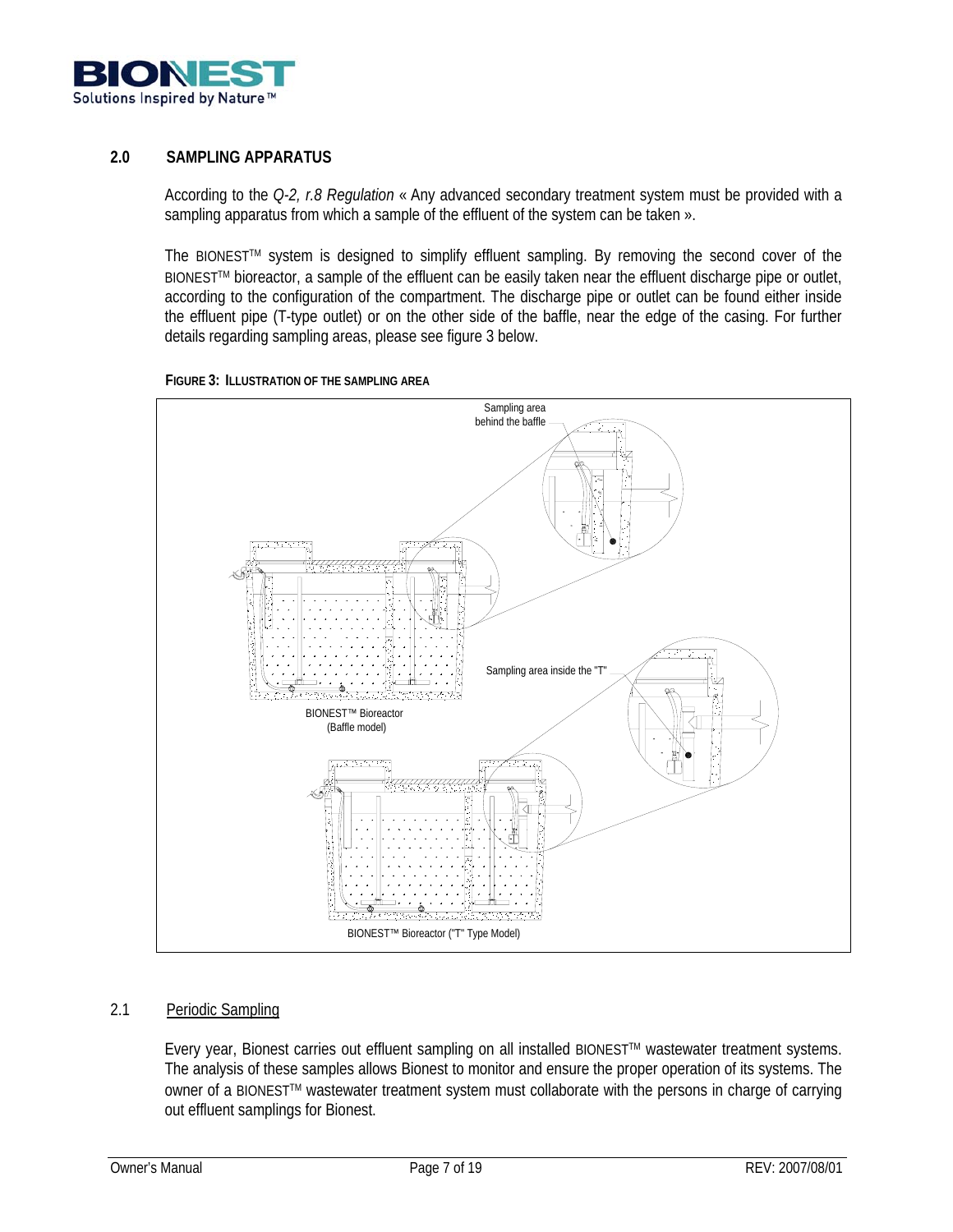## 2.0 SAMPLING APPARATUS

According to the *Q-2, r.8 Regulation* « Any advanced secondary treatment system must be provided with a sampling apparatus from which a sample of the effluent of the system can be taken ».

The BIONEST™ system is designed to simplify effluent sampling. By removing the second cover of the BIONEST™ bioreactor, a sample of the effluent can be easily taken near the effluent discharge pipe or outlet, according to the configuration of the compartment. The discharge pipe or outlet can be found either inside the effluent pipe (T-type outlet) or on the other side of the baffle, near the edge of the casing. For further details regarding sampling areas, please see figure 3 below.

**FIGURE 3: ILLUSTRATION OF THE SAMPLING AREA**

Sampling area behind the baffle

Sampling area inside the "T"

BIONEST™ Bioreactor (Baffle model)

BIONEST™ Bioreactor ("T" Type Model)

### 2.1 Periodic Sampling

Every year, Bionest carries out effluent sampling on all installed BIONEST™ wastewater treatment systems. The analysis of these samples allows Bionest to monitor and ensure the proper operation of its systems. The owner of a BIONEST™ wastewater treatment system must collaborate with the persons in charge of carrying out effluent samplings for Bionest.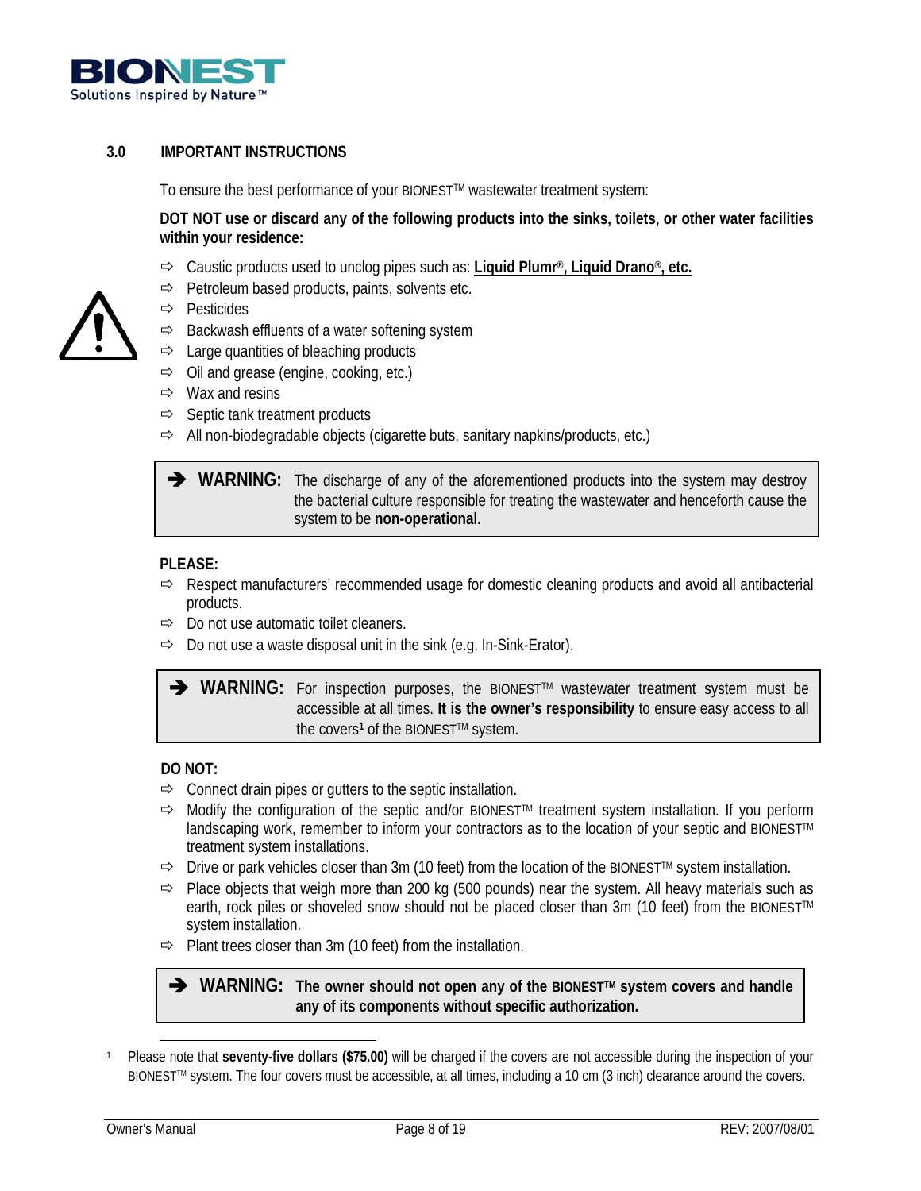## 3.0 IMPORTANT INSTRUCTIONS

To ensure the best performance of your BIONEST™ wastewater treatment system:

**DOT NOT use or discard any of the following products into the sinks, toilets, or other water facilities within your residence:**

- Caustic products used to unclog pipes such as: **Liquid Plumr®, Liquid Drano®, etc.**
- Petroleum based products, paints, solvents etc.
- Pesticides
- Backwash effluents of a water softening system
- Large quantities of bleaching products
- Oil and grease (engine, cooking, etc.)
- Wax and resins
- Septic tank treatment products
- All non-biodegradable objects (cigarette buts, sanitary napkins/products, etc.)

> ➔ **WARNING:** The discharge of any of the aforementioned products into the system may destroy the bacterial culture responsible for treating the wastewater and henceforth cause the system to be **non-operational.**

**PLEASE:**

- Respect manufacturers' recommended usage for domestic cleaning products and avoid all antibacterial products.
- Do not use automatic toilet cleaners.
- Do not use a waste disposal unit in the sink (e.g. In-Sink-Erator).

> ➔ **WARNING:** For inspection purposes, the BIONEST™ wastewater treatment system must be accessible at all times. **It is the owner's responsibility** to ensure easy access to all the covers[1] of the BIONEST™ system.

**DO NOT:**

- Connect drain pipes or gutters to the septic installation.
- Modify the configuration of the septic and/or BIONEST™ treatment system installation. If you perform landscaping work, remember to inform your contractors as to the location of your septic and BIONEST™ treatment system installations.
- Drive or park vehicles closer than 3m (10 feet) from the location of the BIONEST™ system installation.
- Place objects that weigh more than 200 kg (500 pounds) near the system. All heavy materials such as earth, rock piles or shoveled snow should not be placed closer than 3m (10 feet) from the BIONEST™ system installation.
- Plant trees closer than 3m (10 feet) from the installation.

> ➔ **WARNING:** **The owner should not open any of the BIONEST™ system covers and handle any of its components without specific authorization.**

---

[1] Please note that **seventy-five dollars ($75.00)** will be charged if the covers are not accessible during the inspection of your BIONEST™ system. The four covers must be accessible, at all times, including a 10 cm (3 inch) clearance around the covers.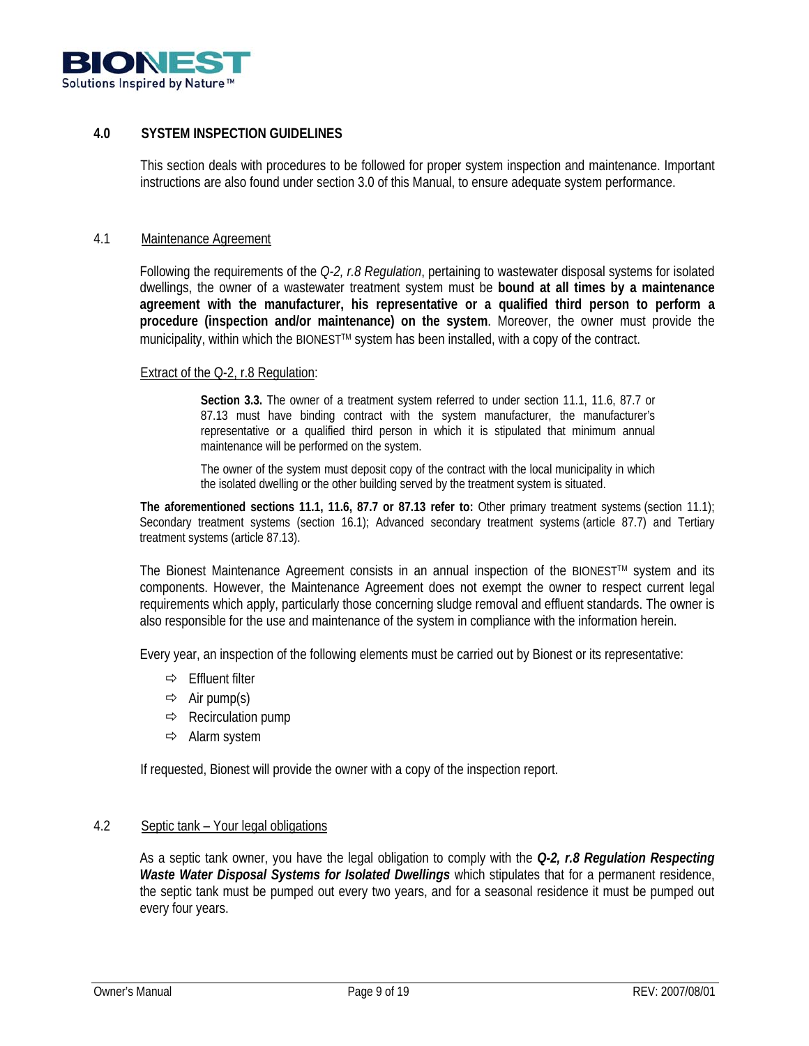## 4.0 SYSTEM INSPECTION GUIDELINES

This section deals with procedures to be followed for proper system inspection and maintenance. Important instructions are also found under section 3.0 of this Manual, to ensure adequate system performance.

### 4.1 Maintenance Agreement

Following the requirements of the *Q-2, r.8 Regulation*, pertaining to wastewater disposal systems for isolated dwellings, the owner of a wastewater treatment system must be **bound at all times by a maintenance agreement with the manufacturer, his representative or a qualified third person to perform a procedure (inspection and/or maintenance) on the system**. Moreover, the owner must provide the municipality, within which the BIONEST™ system has been installed, with a copy of the contract.

Extract of the Q-2, r.8 Regulation:

> **Section 3.3.** The owner of a treatment system referred to under section 11.1, 11.6, 87.7 or 87.13 must have binding contract with the system manufacturer, the manufacturer's representative or a qualified third person in which it is stipulated that minimum annual maintenance will be performed on the system.
>
> The owner of the system must deposit copy of the contract with the local municipality in which the isolated dwelling or the other building served by the treatment system is situated.

**The aforementioned sections 11.1, 11.6, 87.7 or 87.13 refer to:** Other primary treatment systems (section 11.1); Secondary treatment systems (section 16.1); Advanced secondary treatment systems (article 87.7) and Tertiary treatment systems (article 87.13).

The Bionest Maintenance Agreement consists in an annual inspection of the BIONEST™ system and its components. However, the Maintenance Agreement does not exempt the owner to respect current legal requirements which apply, particularly those concerning sludge removal and effluent standards. The owner is also responsible for the use and maintenance of the system in compliance with the information herein.

Every year, an inspection of the following elements must be carried out by Bionest or its representative:

- ⇨ Effluent filter
- ⇨ Air pump(s)
- ⇨ Recirculation pump
- ⇨ Alarm system

If requested, Bionest will provide the owner with a copy of the inspection report.

### 4.2 Septic tank – Your legal obligations

As a septic tank owner, you have the legal obligation to comply with the ***Q-2, r.8 Regulation Respecting Waste Water Disposal Systems for Isolated Dwellings*** which stipulates that for a permanent residence, the septic tank must be pumped out every two years, and for a seasonal residence it must be pumped out every four years.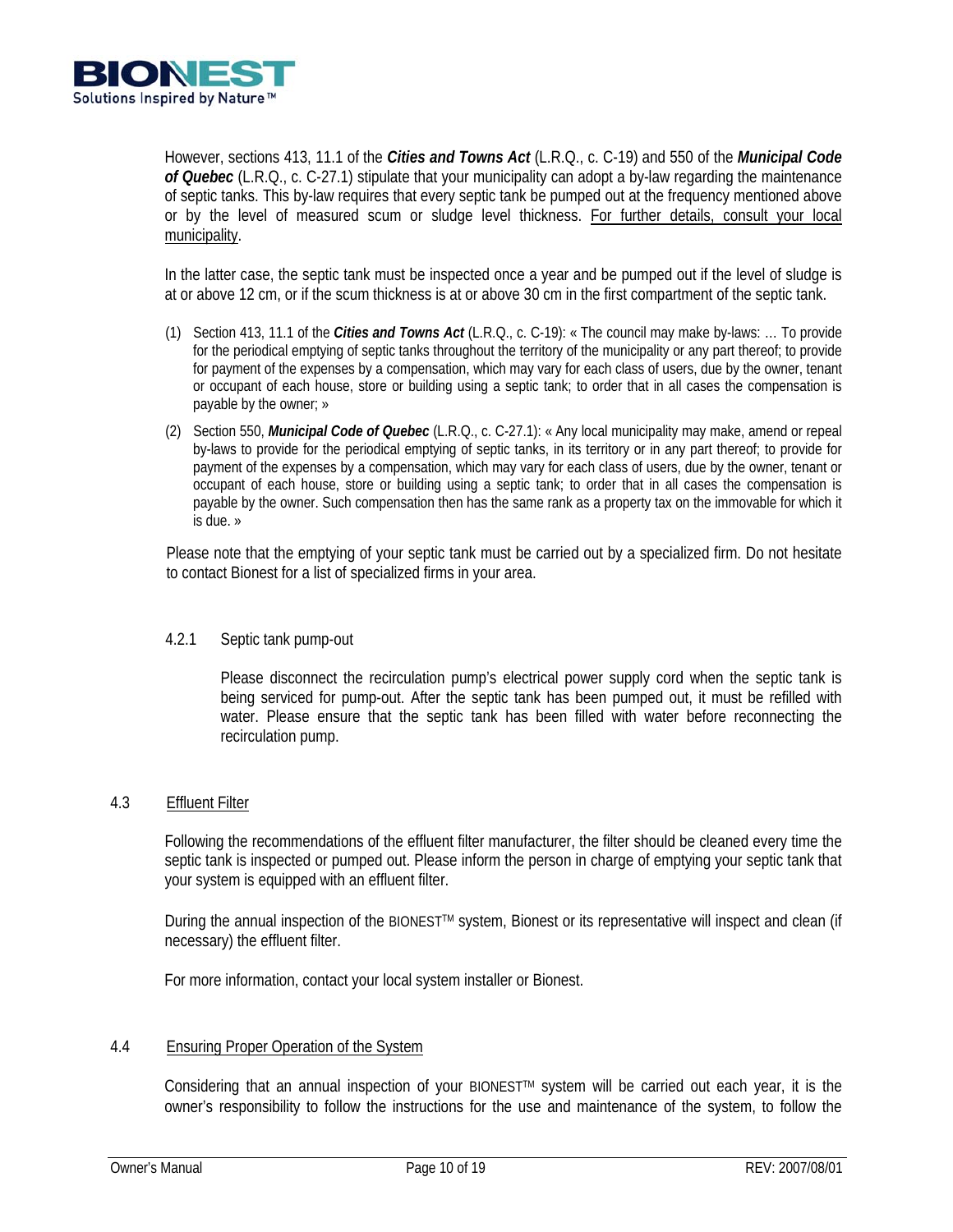However, sections 413, 11.1 of the ***Cities and Towns Act*** (L.R.Q., c. C-19) and 550 of the ***Municipal Code of Quebec*** (L.R.Q., c. C-27.1) stipulate that your municipality can adopt a by-law regarding the maintenance of septic tanks. This by-law requires that every septic tank be pumped out at the frequency mentioned above or by the level of measured scum or sludge level thickness. <u>For further details, consult your local municipality</u>.

In the latter case, the septic tank must be inspected once a year and be pumped out if the level of sludge is at or above 12 cm, or if the scum thickness is at or above 30 cm in the first compartment of the septic tank.

(1) Section 413, 11.1 of the ***Cities and Towns Act*** (L.R.Q., c. C-19): « The council may make by-laws: … To provide for the periodical emptying of septic tanks throughout the territory of the municipality or any part thereof; to provide for payment of the expenses by a compensation, which may vary for each class of users, due by the owner, tenant or occupant of each house, store or building using a septic tank; to order that in all cases the compensation is payable by the owner; »

(2) Section 550, ***Municipal Code of Quebec*** (L.R.Q., c. C-27.1): « Any local municipality may make, amend or repeal by-laws to provide for the periodical emptying of septic tanks, in its territory or in any part thereof; to provide for payment of the expenses by a compensation, which may vary for each class of users, due by the owner, tenant or occupant of each house, store or building using a septic tank; to order that in all cases the compensation is payable by the owner. Such compensation then has the same rank as a property tax on the immovable for which it is due. »

Please note that the emptying of your septic tank must be carried out by a specialized firm. Do not hesitate to contact Bionest for a list of specialized firms in your area.

#### 4.2.1 Septic tank pump-out

Please disconnect the recirculation pump's electrical power supply cord when the septic tank is being serviced for pump-out. After the septic tank has been pumped out, it must be refilled with water. Please ensure that the septic tank has been filled with water before reconnecting the recirculation pump.

### 4.3 <u>Effluent Filter</u>

Following the recommendations of the effluent filter manufacturer, the filter should be cleaned every time the septic tank is inspected or pumped out. Please inform the person in charge of emptying your septic tank that your system is equipped with an effluent filter.

During the annual inspection of the BIONEST™ system, Bionest or its representative will inspect and clean (if necessary) the effluent filter.

For more information, contact your local system installer or Bionest.

### 4.4 <u>Ensuring Proper Operation of the System</u>

Considering that an annual inspection of your BIONEST™ system will be carried out each year, it is the owner's responsibility to follow the instructions for the use and maintenance of the system, to follow the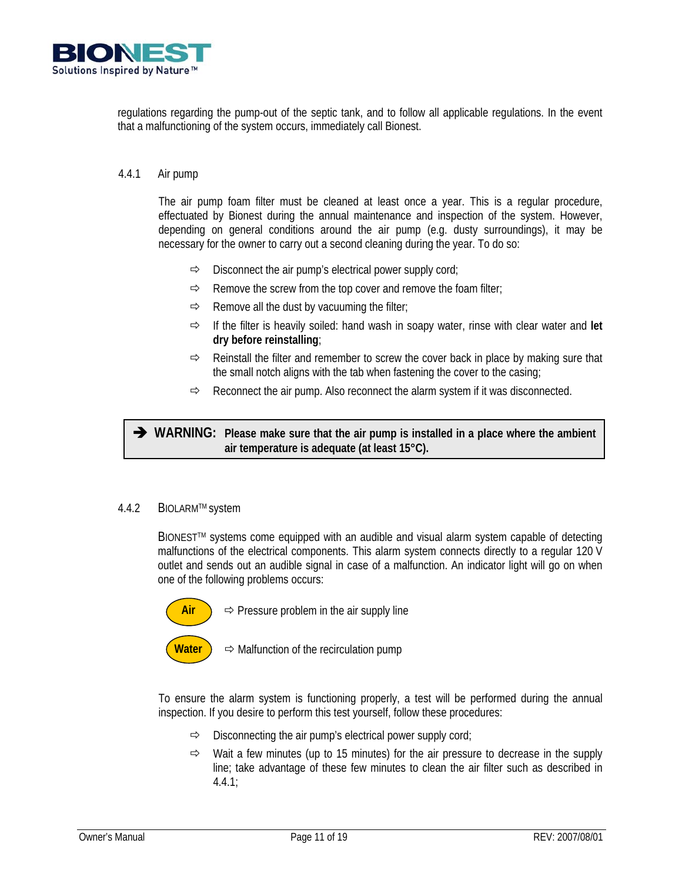regulations regarding the pump-out of the septic tank, and to follow all applicable regulations. In the event that a malfunctioning of the system occurs, immediately call Bionest.

#### 4.4.1 Air pump

The air pump foam filter must be cleaned at least once a year. This is a regular procedure, effectuated by Bionest during the annual maintenance and inspection of the system. However, depending on general conditions around the air pump (e.g. dusty surroundings), it may be necessary for the owner to carry out a second cleaning during the year. To do so:

- ⇨ Disconnect the air pump's electrical power supply cord;
- ⇨ Remove the screw from the top cover and remove the foam filter;
- ⇨ Remove all the dust by vacuuming the filter;
- ⇨ If the filter is heavily soiled: hand wash in soapy water, rinse with clear water and **let dry before reinstalling**;
- ⇨ Reinstall the filter and remember to screw the cover back in place by making sure that the small notch aligns with the tab when fastening the cover to the casing;
- ⇨ Reconnect the air pump. Also reconnect the alarm system if it was disconnected.

> ➔ **WARNING: Please make sure that the air pump is installed in a place where the ambient air temperature is adequate (at least 15°C).**

#### 4.4.2 BIOLARM™ system

BIONEST™ systems come equipped with an audible and visual alarm system capable of detecting malfunctions of the electrical components. This alarm system connects directly to a regular 120 V outlet and sends out an audible signal in case of a malfunction. An indicator light will go on when one of the following problems occurs:

- **Air** ⇨ Pressure problem in the air supply line
- **Water** ⇨ Malfunction of the recirculation pump

To ensure the alarm system is functioning properly, a test will be performed during the annual inspection. If you desire to perform this test yourself, follow these procedures:

- ⇨ Disconnecting the air pump's electrical power supply cord;
- ⇨ Wait a few minutes (up to 15 minutes) for the air pressure to decrease in the supply line; take advantage of these few minutes to clean the air filter such as described in 4.4.1;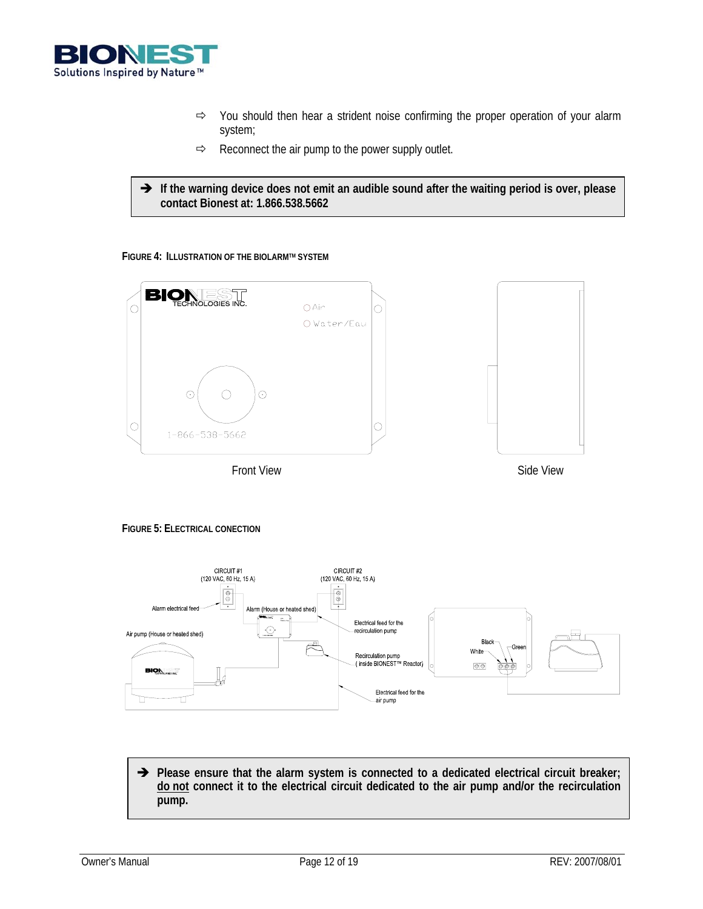- ⇨ You should then hear a strident noise confirming the proper operation of your alarm system;
- ⇨ Reconnect the air pump to the power supply outlet.

> ➔ **If the warning device does not emit an audible sound after the waiting period is over, please contact Bionest at: 1.866.538.5662**

**FIGURE 4: ILLUSTRATION OF THE BIOLARM™ SYSTEM**

Front View | Side View

**FIGURE 5: ELECTRICAL CONECTION**

> ➔ **Please ensure that the alarm system is connected to a dedicated electrical circuit breaker; <u>do not</u> connect it to the electrical circuit dedicated to the air pump and/or the recirculation pump.**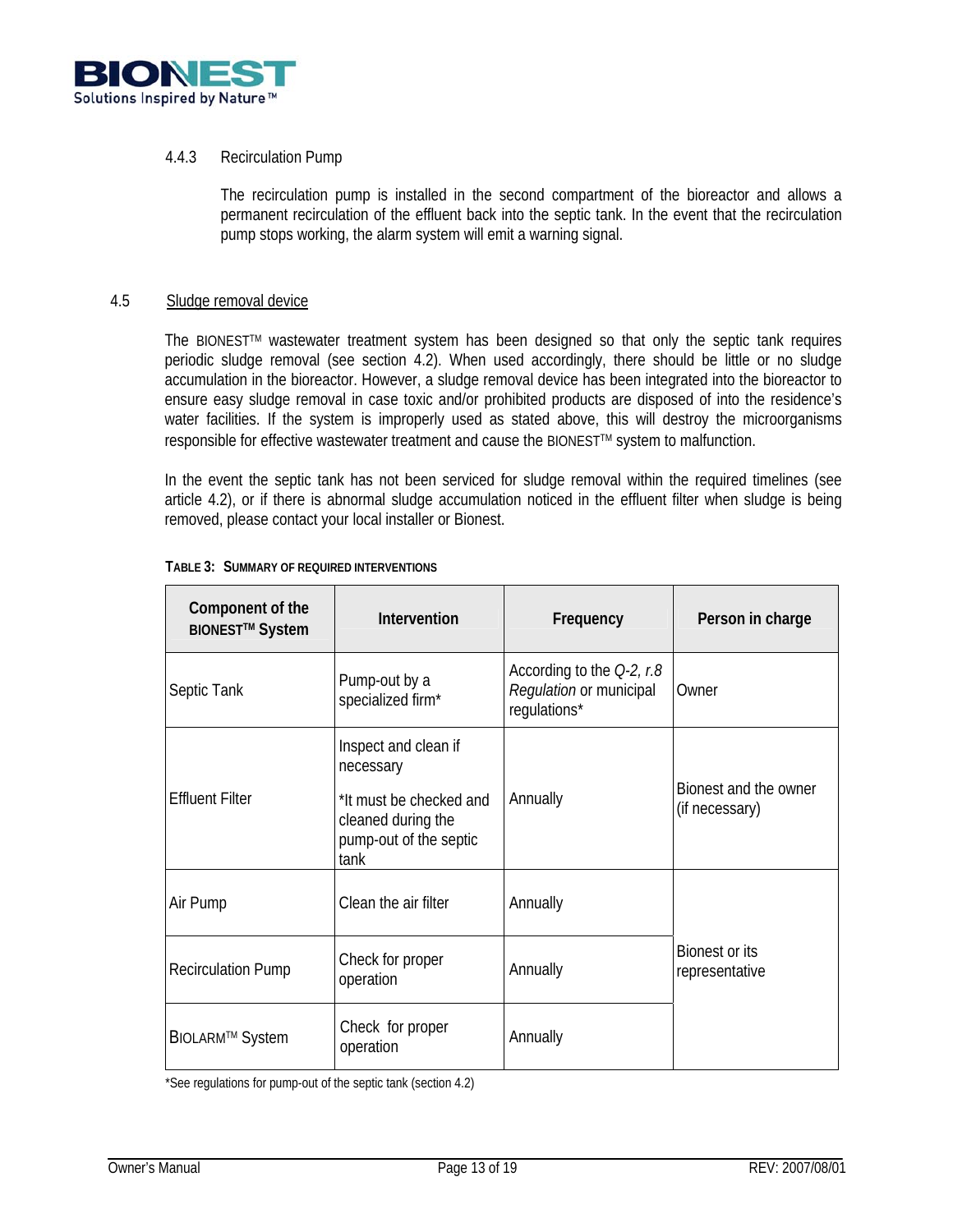#### 4.4.3 Recirculation Pump

The recirculation pump is installed in the second compartment of the bioreactor and allows a permanent recirculation of the effluent back into the septic tank. In the event that the recirculation pump stops working, the alarm system will emit a warning signal.

### 4.5 Sludge removal device

The BIONEST™ wastewater treatment system has been designed so that only the septic tank requires periodic sludge removal (see section 4.2). When used accordingly, there should be little or no sludge accumulation in the bioreactor. However, a sludge removal device has been integrated into the bioreactor to ensure easy sludge removal in case toxic and/or prohibited products are disposed of into the residence's water facilities. If the system is improperly used as stated above, this will destroy the microorganisms responsible for effective wastewater treatment and cause the BIONEST™ system to malfunction.

In the event the septic tank has not been serviced for sludge removal within the required timelines (see article 4.2), or if there is abnormal sludge accumulation noticed in the effluent filter when sludge is being removed, please contact your local installer or Bionest.

**TABLE 3: SUMMARY OF REQUIRED INTERVENTIONS**

| Component of the BIONEST™ System | Intervention | Frequency | Person in charge |
|---|---|---|---|
| Septic Tank | Pump-out by a specialized firm* | According to the *Q-2, r.8 Regulation* or municipal regulations* | Owner |
| Effluent Filter | Inspect and clean if necessary<br>*It must be checked and cleaned during the pump-out of the septic tank | Annually | Bionest and the owner (if necessary) |
| Air Pump | Clean the air filter | Annually | Bionest or its representative |
| Recirculation Pump | Check for proper operation | Annually | |
| BIOLARM™ System | Check for proper operation | Annually | |

*See regulations for pump-out of the septic tank (section 4.2)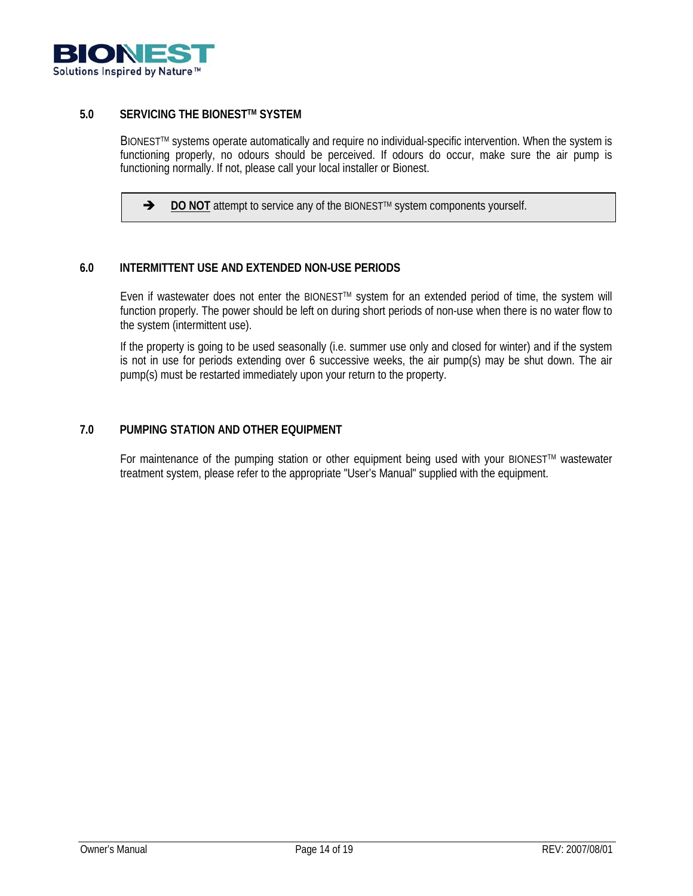## 5.0 SERVICING THE BIONEST™ SYSTEM

BIONEST™ systems operate automatically and require no individual-specific intervention. When the system is functioning properly, no odours should be perceived. If odours do occur, make sure the air pump is functioning normally. If not, please call your local installer or Bionest.

> ➔ **DO NOT** attempt to service any of the BIONEST™ system components yourself.

## 6.0 INTERMITTENT USE AND EXTENDED NON-USE PERIODS

Even if wastewater does not enter the BIONEST™ system for an extended period of time, the system will function properly. The power should be left on during short periods of non-use when there is no water flow to the system (intermittent use).

If the property is going to be used seasonally (i.e. summer use only and closed for winter) and if the system is not in use for periods extending over 6 successive weeks, the air pump(s) may be shut down. The air pump(s) must be restarted immediately upon your return to the property.

## 7.0 PUMPING STATION AND OTHER EQUIPMENT

For maintenance of the pumping station or other equipment being used with your BIONEST™ wastewater treatment system, please refer to the appropriate "User's Manual" supplied with the equipment.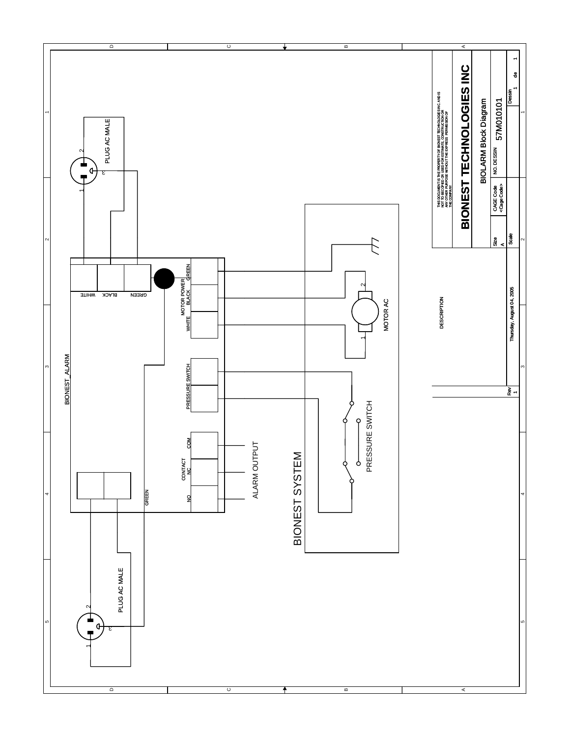BIONEST_ALARM

WHITE BLACK GREEN

MOTOR POWER
WHITE BLACK GREEN

PRESSURE SWITCH

CONTACT
NO NC COM

GREEN

PLUG AC MALE

PLUG AC MALE

ALARM OUTPUT

MOTOR AC

PRESSURE SWITCH

BIONEST SYSTEM

THIS DOCUMENT IS THE PROPERTY OF BIONEST TECHNOLOGIES INC. AND IS NOT TO BE COPIED OR USED FOR ESTIMATE, CONSTRUCTION OR ANY OTHER PURPOSE WITHOUT THE EXPRESS PERMISSION OF THE COMPANY

**BIONEST TECHNOLOGIES INC**

BIOLARM Block Diagram

| Size | CAGE Code | NO. DESSIN | Rev |
| --- | --- | --- | --- |
| A | <Cage Code> | 57M010101 | 1 |

| Scale | Thursday, August 04, 2005 | Dessin 1 de 1 |
| --- | --- | --- |

DESCRIPTION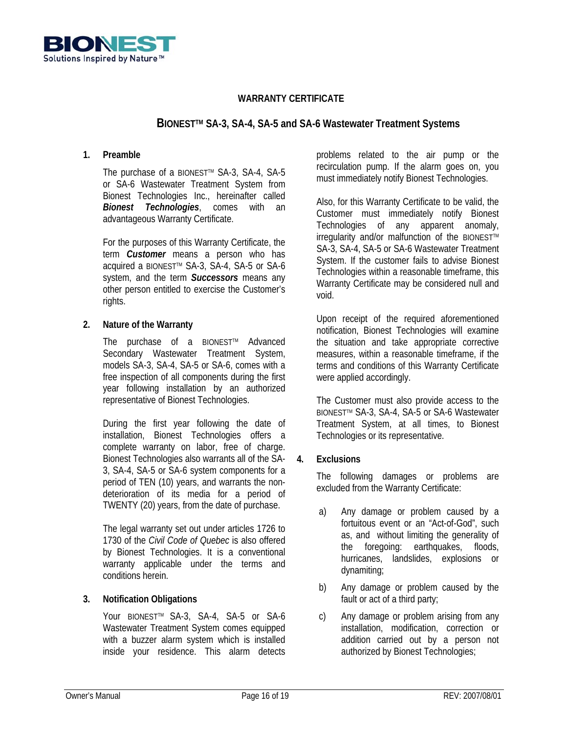BIONEST
Solutions Inspired by Nature™

# WARRANTY CERTIFICATE

## BIONEST™ SA-3, SA-4, SA-5 and SA-6 Wastewater Treatment Systems

### 1. Preamble

The purchase of a BIONEST™ SA-3, SA-4, SA-5 or SA-6 Wastewater Treatment System from Bionest Technologies Inc., hereinafter called ***Bionest Technologies***, comes with an advantageous Warranty Certificate.

For the purposes of this Warranty Certificate, the term ***Customer*** means a person who has acquired a BIONEST™ SA-3, SA-4, SA-5 or SA-6 system, and the term ***Successors*** means any other person entitled to exercise the Customer's rights.

### 2. Nature of the Warranty

The purchase of a BIONEST™ Advanced Secondary Wastewater Treatment System, models SA-3, SA-4, SA-5 or SA-6, comes with a free inspection of all components during the first year following installation by an authorized representative of Bionest Technologies.

During the first year following the date of installation, Bionest Technologies offers a complete warranty on labor, free of charge. Bionest Technologies also warrants all of the SA-3, SA-4, SA-5 or SA-6 system components for a period of TEN (10) years, and warrants the non-deterioration of its media for a period of TWENTY (20) years, from the date of purchase.

The legal warranty set out under articles 1726 to 1730 of the *Civil Code of Quebec* is also offered by Bionest Technologies. It is a conventional warranty applicable under the terms and conditions herein.

### 3. Notification Obligations

Your BIONEST™ SA-3, SA-4, SA-5 or SA-6 Wastewater Treatment System comes equipped with a buzzer alarm system which is installed inside your residence. This alarm detects problems related to the air pump or the recirculation pump. If the alarm goes on, you must immediately notify Bionest Technologies.

Also, for this Warranty Certificate to be valid, the Customer must immediately notify Bionest Technologies of any apparent anomaly, irregularity and/or malfunction of the BIONEST™ SA-3, SA-4, SA-5 or SA-6 Wastewater Treatment System. If the customer fails to advise Bionest Technologies within a reasonable timeframe, this Warranty Certificate may be considered null and void.

Upon receipt of the required aforementioned notification, Bionest Technologies will examine the situation and take appropriate corrective measures, within a reasonable timeframe, if the terms and conditions of this Warranty Certificate were applied accordingly.

The Customer must also provide access to the BIONEST™ SA-3, SA-4, SA-5 or SA-6 Wastewater Treatment System, at all times, to Bionest Technologies or its representative.

### 4. Exclusions

The following damages or problems are excluded from the Warranty Certificate:

a) Any damage or problem caused by a fortuitous event or an "Act-of-God", such as, and without limiting the generality of the foregoing: earthquakes, floods, hurricanes, landslides, explosions or dynamiting;

b) Any damage or problem caused by the fault or act of a third party;

c) Any damage or problem arising from any installation, modification, correction or addition carried out by a person not authorized by Bionest Technologies;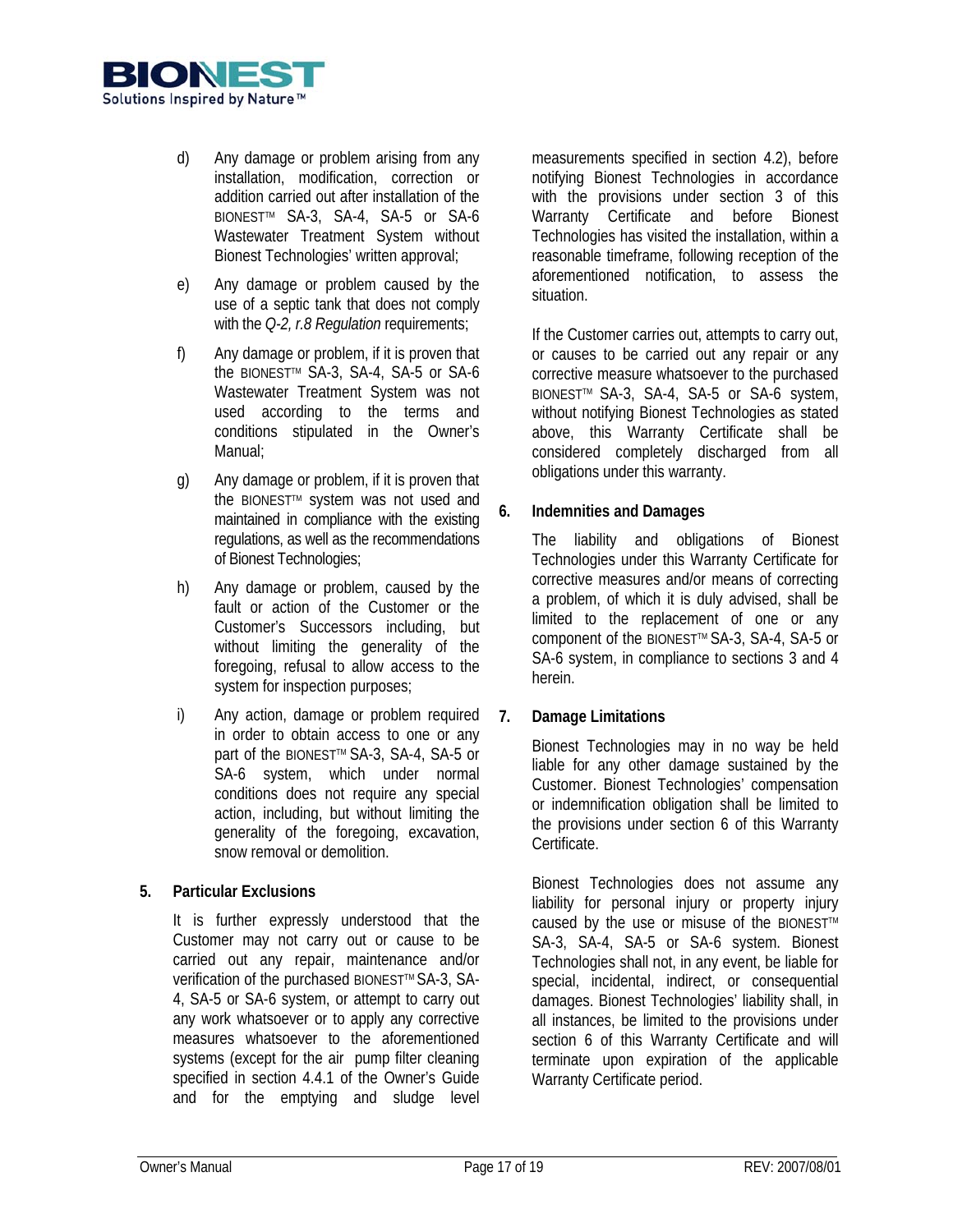d) Any damage or problem arising from any installation, modification, correction or addition carried out after installation of the BIONEST™ SA-3, SA-4, SA-5 or SA-6 Wastewater Treatment System without Bionest Technologies' written approval;

e) Any damage or problem caused by the use of a septic tank that does not comply with the *Q-2, r.8 Regulation* requirements;

f) Any damage or problem, if it is proven that the BIONEST™ SA-3, SA-4, SA-5 or SA-6 Wastewater Treatment System was not used according to the terms and conditions stipulated in the Owner's Manual;

g) Any damage or problem, if it is proven that the BIONEST™ system was not used and maintained in compliance with the existing regulations, as well as the recommendations of Bionest Technologies;

h) Any damage or problem, caused by the fault or action of the Customer or the Customer's Successors including, but without limiting the generality of the foregoing, refusal to allow access to the system for inspection purposes;

i) Any action, damage or problem required in order to obtain access to one or any part of the BIONEST™ SA-3, SA-4, SA-5 or SA-6 system, which under normal conditions does not require any special action, including, but without limiting the generality of the foregoing, excavation, snow removal or demolition.

## 5. Particular Exclusions

It is further expressly understood that the Customer may not carry out or cause to be carried out any repair, maintenance and/or verification of the purchased BIONEST™ SA-3, SA-4, SA-5 or SA-6 system, or attempt to carry out any work whatsoever or to apply any corrective measures whatsoever to the aforementioned systems (except for the air pump filter cleaning specified in section 4.4.1 of the Owner's Guide and for the emptying and sludge level measurements specified in section 4.2), before notifying Bionest Technologies in accordance with the provisions under section 3 of this Warranty Certificate and before Bionest Technologies has visited the installation, within a reasonable timeframe, following reception of the aforementioned notification, to assess the situation.

If the Customer carries out, attempts to carry out, or causes to be carried out any repair or any corrective measure whatsoever to the purchased BIONEST™ SA-3, SA-4, SA-5 or SA-6 system, without notifying Bionest Technologies as stated above, this Warranty Certificate shall be considered completely discharged from all obligations under this warranty.

## 6. Indemnities and Damages

The liability and obligations of Bionest Technologies under this Warranty Certificate for corrective measures and/or means of correcting a problem, of which it is duly advised, shall be limited to the replacement of one or any component of the BIONEST™ SA-3, SA-4, SA-5 or SA-6 system, in compliance to sections 3 and 4 herein.

## 7. Damage Limitations

Bionest Technologies may in no way be held liable for any other damage sustained by the Customer. Bionest Technologies' compensation or indemnification obligation shall be limited to the provisions under section 6 of this Warranty Certificate.

Bionest Technologies does not assume any liability for personal injury or property injury caused by the use or misuse of the BIONEST™ SA-3, SA-4, SA-5 or SA-6 system. Bionest Technologies shall not, in any event, be liable for special, incidental, indirect, or consequential damages. Bionest Technologies' liability shall, in all instances, be limited to the provisions under section 6 of this Warranty Certificate and will terminate upon expiration of the applicable Warranty Certificate period.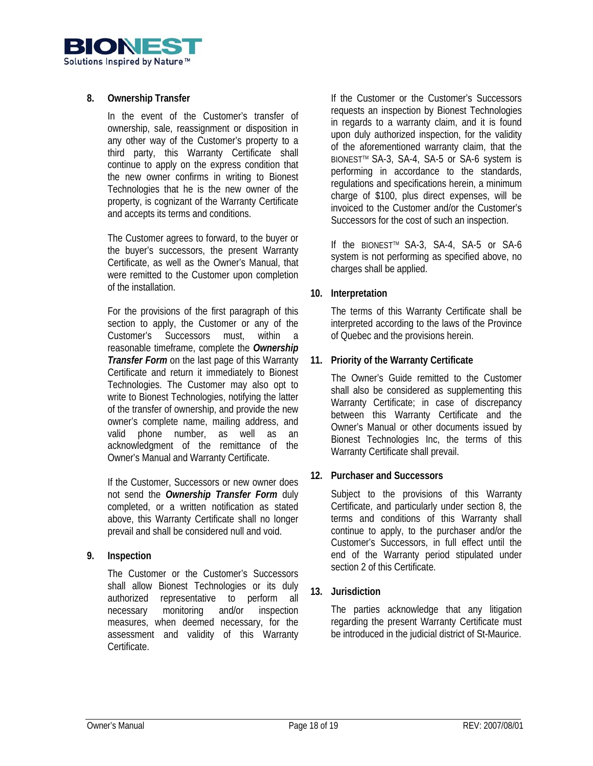## 8. Ownership Transfer

In the event of the Customer's transfer of ownership, sale, reassignment or disposition in any other way of the Customer's property to a third party, this Warranty Certificate shall continue to apply on the express condition that the new owner confirms in writing to Bionest Technologies that he is the new owner of the property, is cognizant of the Warranty Certificate and accepts its terms and conditions.

The Customer agrees to forward, to the buyer or the buyer's successors, the present Warranty Certificate, as well as the Owner's Manual, that were remitted to the Customer upon completion of the installation.

For the provisions of the first paragraph of this section to apply, the Customer or any of the Customer's Successors must, within a reasonable timeframe, complete the ***Ownership Transfer Form*** on the last page of this Warranty Certificate and return it immediately to Bionest Technologies. The Customer may also opt to write to Bionest Technologies, notifying the latter of the transfer of ownership, and provide the new owner's complete name, mailing address, and valid phone number, as well as an acknowledgment of the remittance of the Owner's Manual and Warranty Certificate.

If the Customer, Successors or new owner does not send the ***Ownership Transfer Form*** duly completed, or a written notification as stated above, this Warranty Certificate shall no longer prevail and shall be considered null and void.

## 9. Inspection

The Customer or the Customer's Successors shall allow Bionest Technologies or its duly authorized representative to perform all necessary monitoring and/or inspection measures, when deemed necessary, for the assessment and validity of this Warranty Certificate.

If the Customer or the Customer's Successors requests an inspection by Bionest Technologies in regards to a warranty claim, and it is found upon duly authorized inspection, for the validity of the aforementioned warranty claim, that the BIONEST™ SA-3, SA-4, SA-5 or SA-6 system is performing in accordance to the standards, regulations and specifications herein, a minimum charge of $100, plus direct expenses, will be invoiced to the Customer and/or the Customer's Successors for the cost of such an inspection.

If the BIONEST™ SA-3, SA-4, SA-5 or SA-6 system is not performing as specified above, no charges shall be applied.

## 10. Interpretation

The terms of this Warranty Certificate shall be interpreted according to the laws of the Province of Quebec and the provisions herein.

## 11. Priority of the Warranty Certificate

The Owner's Guide remitted to the Customer shall also be considered as supplementing this Warranty Certificate; in case of discrepancy between this Warranty Certificate and the Owner's Manual or other documents issued by Bionest Technologies Inc, the terms of this Warranty Certificate shall prevail.

## 12. Purchaser and Successors

Subject to the provisions of this Warranty Certificate, and particularly under section 8, the terms and conditions of this Warranty shall continue to apply, to the purchaser and/or the Customer's Successors, in full effect until the end of the Warranty period stipulated under section 2 of this Certificate.

## 13. Jurisdiction

The parties acknowledge that any litigation regarding the present Warranty Certificate must be introduced in the judicial district of St-Maurice.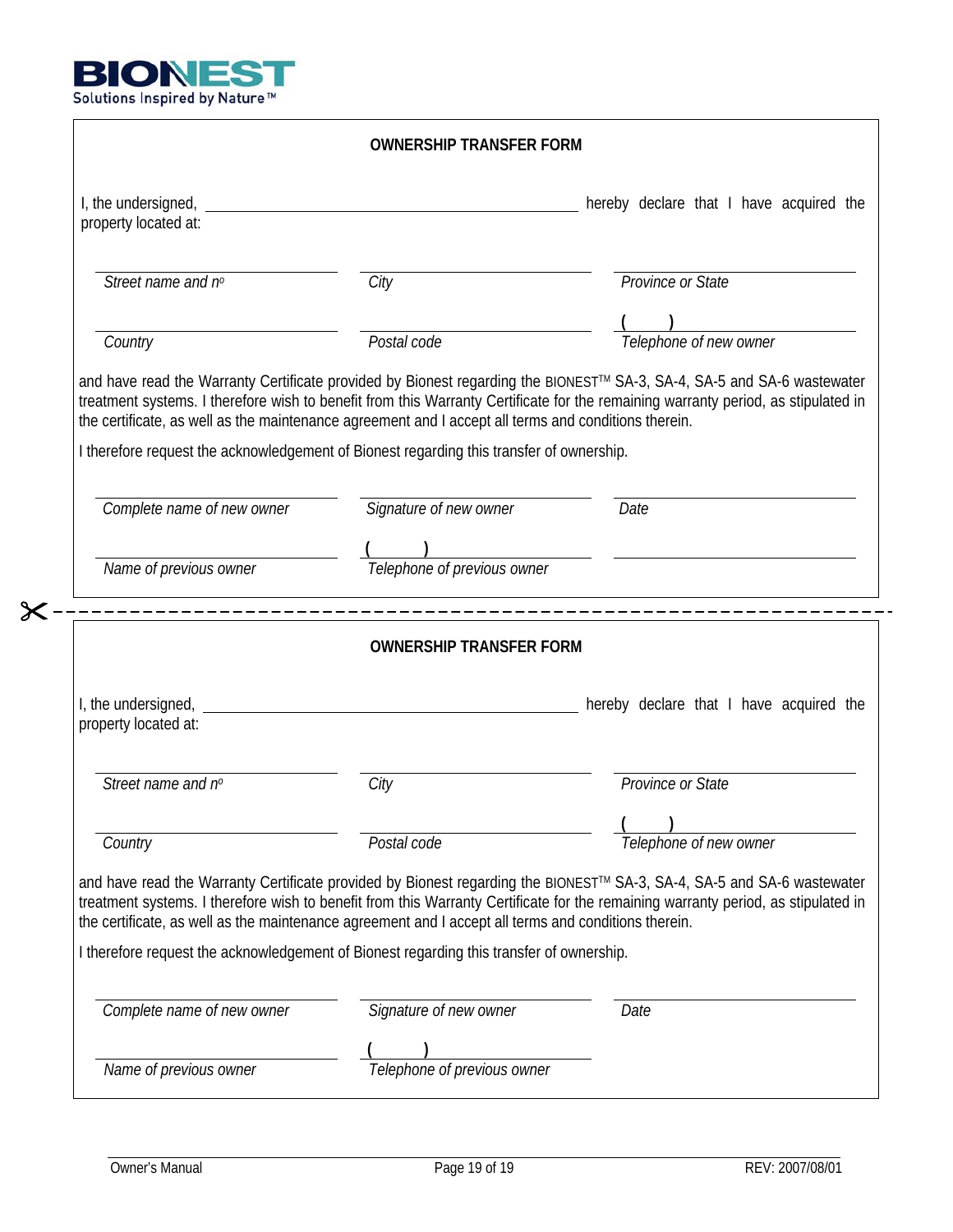**BIONEST**
Solutions Inspired by Nature™

## OWNERSHIP TRANSFER FORM

I, the undersigned, ______________________________ hereby declare that I have acquired the property located at:

| | | |
|---|---|---|
| *Street name and nº* | *City* | *Province or State* |
| *Country* | *Postal code* | ( ) *Telephone of new owner* |

and have read the Warranty Certificate provided by Bionest regarding the BIONEST™ SA-3, SA-4, SA-5 and SA-6 wastewater treatment systems. I therefore wish to benefit from this Warranty Certificate for the remaining warranty period, as stipulated in the certificate, as well as the maintenance agreement and I accept all terms and conditions therein.

I therefore request the acknowledgement of Bionest regarding this transfer of ownership.

| | | |
|---|---|---|
| *Complete name of new owner* | *Signature of new owner* | *Date* |
| *Name of previous owner* | ( ) *Telephone of previous owner* | |

✂ - - - - - - - - - - - - - - - - - - - - - - - - - - - - - - - - - - - - - - - -

## OWNERSHIP TRANSFER FORM

I, the undersigned, ______________________________ hereby declare that I have acquired the property located at:

| | | |
|---|---|---|
| *Street name and nº* | *City* | *Province or State* |
| *Country* | *Postal code* | ( ) *Telephone of new owner* |

and have read the Warranty Certificate provided by Bionest regarding the BIONEST™ SA-3, SA-4, SA-5 and SA-6 wastewater treatment systems. I therefore wish to benefit from this Warranty Certificate for the remaining warranty period, as stipulated in the certificate, as well as the maintenance agreement and I accept all terms and conditions therein.

I therefore request the acknowledgement of Bionest regarding this transfer of ownership.

| | | |
|---|---|---|
| *Complete name of new owner* | *Signature of new owner* | *Date* |
| *Name of previous owner* | ( ) *Telephone of previous owner* | |